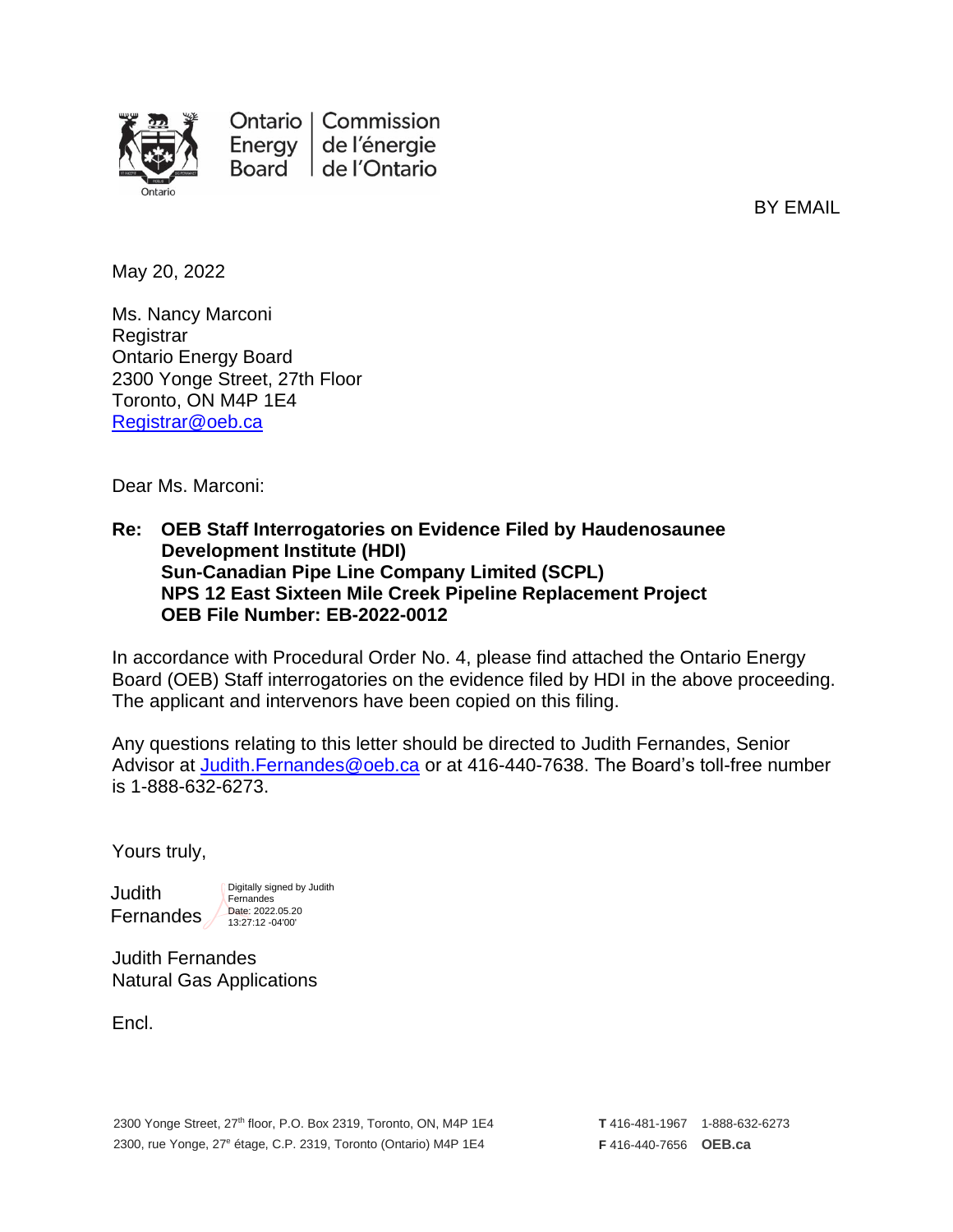Ontario Energy Board | Commission de l'énergie de l'Ontario

BY EMAIL

May 20, 2022

Ms. Nancy Marconi  
Registrar  
Ontario Energy Board  
2300 Yonge Street, 27th Floor  
Toronto, ON M4P 1E4  
Registrar@oeb.ca

Dear Ms. Marconi:

**Re: OEB Staff Interrogatories on Evidence Filed by Haudenosaunee Development Institute (HDI)**  
**Sun-Canadian Pipe Line Company Limited (SCPL)**  
**NPS 12 East Sixteen Mile Creek Pipeline Replacement Project**  
**OEB File Number: EB-2022-0012**

In accordance with Procedural Order No. 4, please find attached the Ontario Energy Board (OEB) Staff interrogatories on the evidence filed by HDI in the above proceeding. The applicant and intervenors have been copied on this filing.

Any questions relating to this letter should be directed to Judith Fernandes, Senior Advisor at Judith.Fernandes@oeb.ca or at 416-440-7638. The Board's toll-free number is 1-888-632-6273.

Yours truly,

Judith Fernandes  
Digitally signed by Judith Fernandes  
Date: 2022.05.20 13:27:12 -04'00'

Judith Fernandes  
Natural Gas Applications

Encl.

2300 Yonge Street, 27th floor, P.O. Box 2319, Toronto, ON, M4P 1E4  
2300, rue Yonge, 27e étage, C.P. 2319, Toronto (Ontario) M4P 1E4

**T** 416-481-1967 1-888-632-6273  
**F** 416-440-7656 **OEB.ca**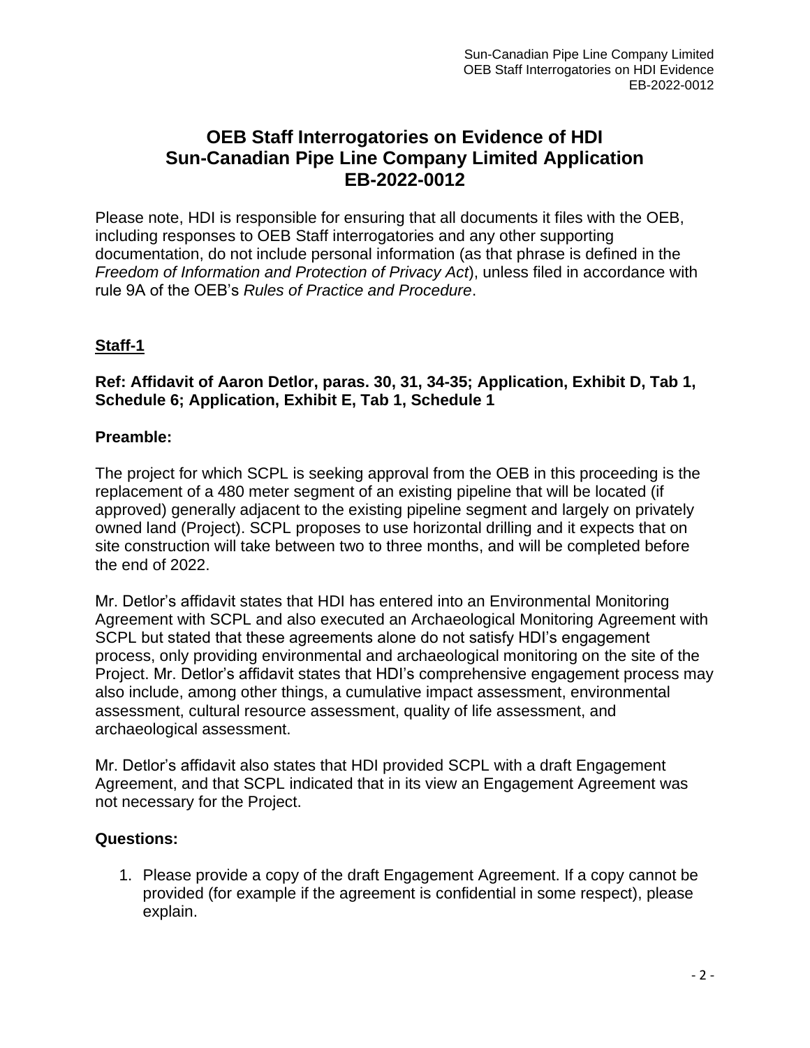# OEB Staff Interrogatories on Evidence of HDI Sun-Canadian Pipe Line Company Limited Application EB-2022-0012

Please note, HDI is responsible for ensuring that all documents it files with the OEB, including responses to OEB Staff interrogatories and any other supporting documentation, do not include personal information (as that phrase is defined in the *Freedom of Information and Protection of Privacy Act*), unless filed in accordance with rule 9A of the OEB's *Rules of Practice and Procedure*.

## Staff-1

**Ref: Affidavit of Aaron Detlor, paras. 30, 31, 34-35; Application, Exhibit D, Tab 1, Schedule 6; Application, Exhibit E, Tab 1, Schedule 1**

### Preamble:

The project for which SCPL is seeking approval from the OEB in this proceeding is the replacement of a 480 meter segment of an existing pipeline that will be located (if approved) generally adjacent to the existing pipeline segment and largely on privately owned land (Project). SCPL proposes to use horizontal drilling and it expects that on site construction will take between two to three months, and will be completed before the end of 2022.

Mr. Detlor's affidavit states that HDI has entered into an Environmental Monitoring Agreement with SCPL and also executed an Archaeological Monitoring Agreement with SCPL but stated that these agreements alone do not satisfy HDI's engagement process, only providing environmental and archaeological monitoring on the site of the Project. Mr. Detlor's affidavit states that HDI's comprehensive engagement process may also include, among other things, a cumulative impact assessment, environmental assessment, cultural resource assessment, quality of life assessment, and archaeological assessment.

Mr. Detlor's affidavit also states that HDI provided SCPL with a draft Engagement Agreement, and that SCPL indicated that in its view an Engagement Agreement was not necessary for the Project.

### Questions:

1. Please provide a copy of the draft Engagement Agreement. If a copy cannot be provided (for example if the agreement is confidential in some respect), please explain.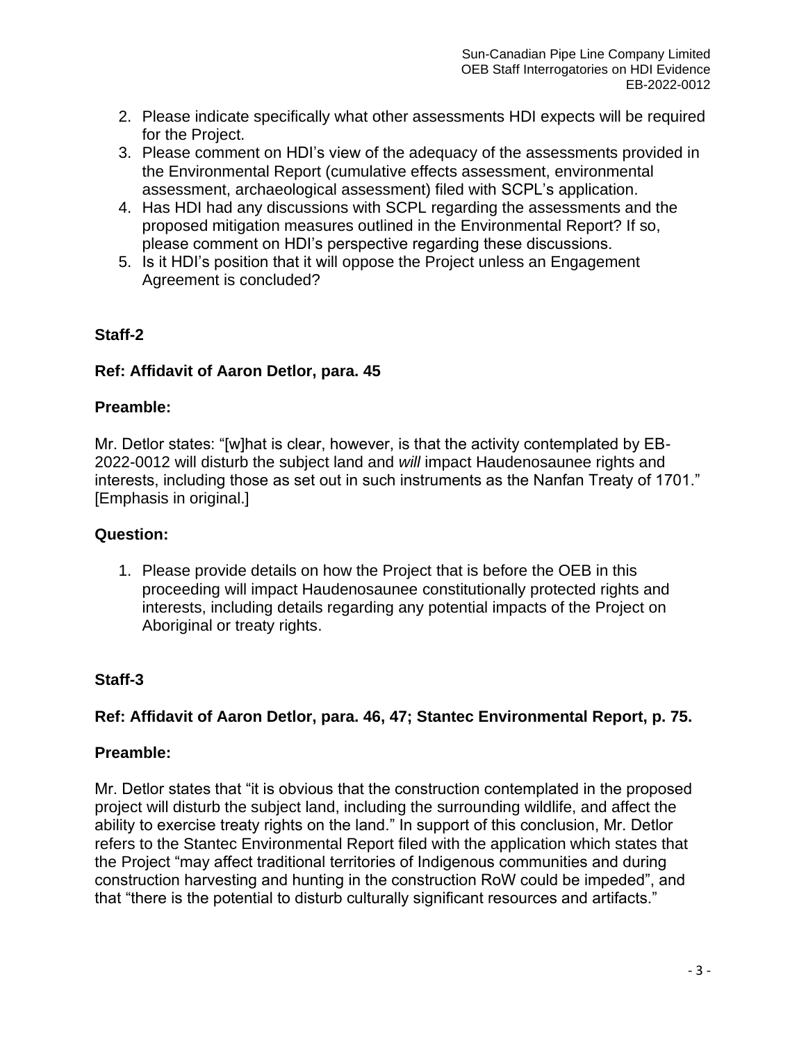2. Please indicate specifically what other assessments HDI expects will be required for the Project.
3. Please comment on HDI's view of the adequacy of the assessments provided in the Environmental Report (cumulative effects assessment, environmental assessment, archaeological assessment) filed with SCPL's application.
4. Has HDI had any discussions with SCPL regarding the assessments and the proposed mitigation measures outlined in the Environmental Report? If so, please comment on HDI's perspective regarding these discussions.
5. Is it HDI's position that it will oppose the Project unless an Engagement Agreement is concluded?

**Staff-2**

**Ref: Affidavit of Aaron Detlor, para. 45**

**Preamble:**

Mr. Detlor states: "[w]hat is clear, however, is that the activity contemplated by EB-2022-0012 will disturb the subject land and *will* impact Haudenosaunee rights and interests, including those as set out in such instruments as the Nanfan Treaty of 1701." [Emphasis in original.]

**Question:**

1. Please provide details on how the Project that is before the OEB in this proceeding will impact Haudenosaunee constitutionally protected rights and interests, including details regarding any potential impacts of the Project on Aboriginal or treaty rights.

**Staff-3**

**Ref: Affidavit of Aaron Detlor, para. 46, 47; Stantec Environmental Report, p. 75.**

**Preamble:**

Mr. Detlor states that "it is obvious that the construction contemplated in the proposed project will disturb the subject land, including the surrounding wildlife, and affect the ability to exercise treaty rights on the land." In support of this conclusion, Mr. Detlor refers to the Stantec Environmental Report filed with the application which states that the Project "may affect traditional territories of Indigenous communities and during construction harvesting and hunting in the construction RoW could be impeded", and that "there is the potential to disturb culturally significant resources and artifacts."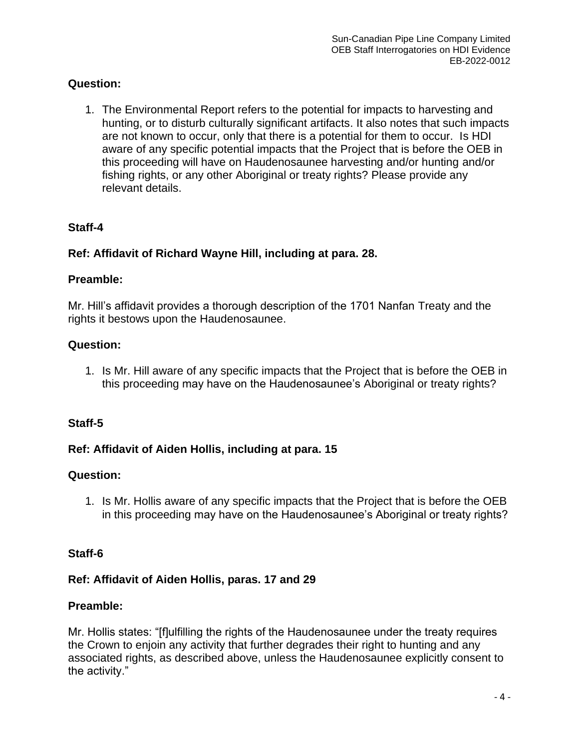**Question:**

1. The Environmental Report refers to the potential for impacts to harvesting and hunting, or to disturb culturally significant artifacts. It also notes that such impacts are not known to occur, only that there is a potential for them to occur. Is HDI aware of any specific potential impacts that the Project that is before the OEB in this proceeding will have on Haudenosaunee harvesting and/or hunting and/or fishing rights, or any other Aboriginal or treaty rights? Please provide any relevant details.

**Staff-4**

**Ref: Affidavit of Richard Wayne Hill, including at para. 28.**

**Preamble:**

Mr. Hill's affidavit provides a thorough description of the 1701 Nanfan Treaty and the rights it bestows upon the Haudenosaunee.

**Question:**

1. Is Mr. Hill aware of any specific impacts that the Project that is before the OEB in this proceeding may have on the Haudenosaunee's Aboriginal or treaty rights?

**Staff-5**

**Ref: Affidavit of Aiden Hollis, including at para. 15**

**Question:**

1. Is Mr. Hollis aware of any specific impacts that the Project that is before the OEB in this proceeding may have on the Haudenosaunee's Aboriginal or treaty rights?

**Staff-6**

**Ref: Affidavit of Aiden Hollis, paras. 17 and 29**

**Preamble:**

Mr. Hollis states: "[f]ulfilling the rights of the Haudenosaunee under the treaty requires the Crown to enjoin any activity that further degrades their right to hunting and any associated rights, as described above, unless the Haudenosaunee explicitly consent to the activity."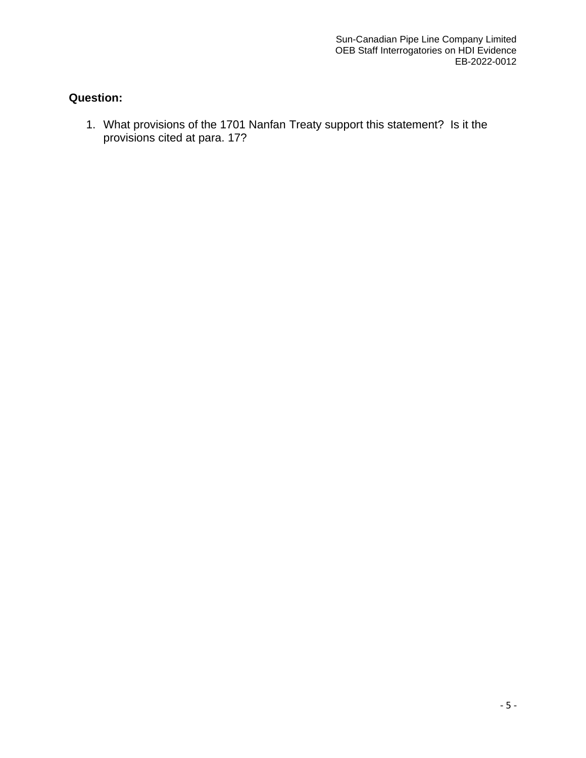**Question:**

1. What provisions of the 1701 Nanfan Treaty support this statement? Is it the provisions cited at para. 17?